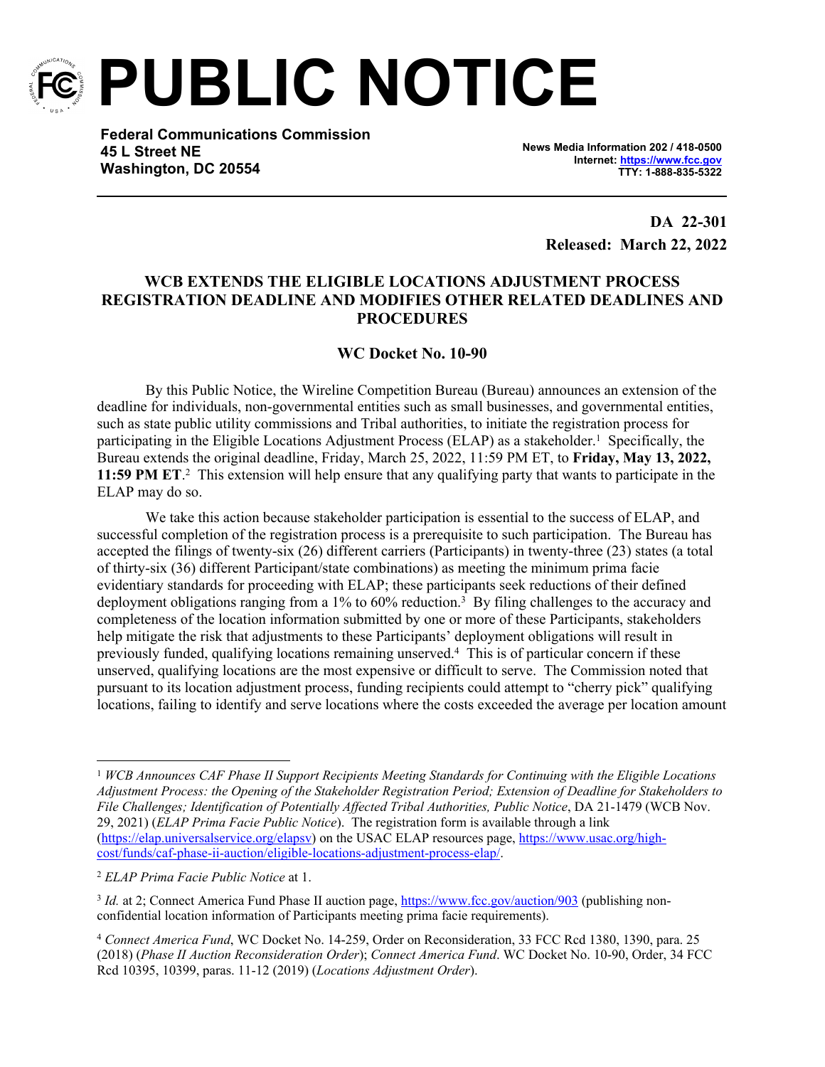# PUBLIC NOTICE

**Federal Communications Commission**
**45 L Street NE**
**Washington, DC 20554**

**News Media Information 202 / 418-0500**
**Internet: https://www.fcc.gov**
**TTY: 1-888-835-5322**

**DA 22-301**
**Released: March 22, 2022**

## WCB EXTENDS THE ELIGIBLE LOCATIONS ADJUSTMENT PROCESS REGISTRATION DEADLINE AND MODIFIES OTHER RELATED DEADLINES AND PROCEDURES

### WC Docket No. 10-90

By this Public Notice, the Wireline Competition Bureau (Bureau) announces an extension of the deadline for individuals, non-governmental entities such as small businesses, and governmental entities, such as state public utility commissions and Tribal authorities, to initiate the registration process for participating in the Eligible Locations Adjustment Process (ELAP) as a stakeholder.[1] Specifically, the Bureau extends the original deadline, Friday, March 25, 2022, 11:59 PM ET, to **Friday, May 13, 2022, 11:59 PM ET**.[2] This extension will help ensure that any qualifying party that wants to participate in the ELAP may do so.

We take this action because stakeholder participation is essential to the success of ELAP, and successful completion of the registration process is a prerequisite to such participation. The Bureau has accepted the filings of twenty-six (26) different carriers (Participants) in twenty-three (23) states (a total of thirty-six (36) different Participant/state combinations) as meeting the minimum prima facie evidentiary standards for proceeding with ELAP; these participants seek reductions of their defined deployment obligations ranging from a 1% to 60% reduction.[3] By filing challenges to the accuracy and completeness of the location information submitted by one or more of these Participants, stakeholders help mitigate the risk that adjustments to these Participants' deployment obligations will result in previously funded, qualifying locations remaining unserved.[4] This is of particular concern if these unserved, qualifying locations are the most expensive or difficult to serve. The Commission noted that pursuant to its location adjustment process, funding recipients could attempt to "cherry pick" qualifying locations, failing to identify and serve locations where the costs exceeded the average per location amount

---

[1] *WCB Announces CAF Phase II Support Recipients Meeting Standards for Continuing with the Eligible Locations Adjustment Process: the Opening of the Stakeholder Registration Period; Extension of Deadline for Stakeholders to File Challenges; Identification of Potentially Affected Tribal Authorities, Public Notice*, DA 21-1479 (WCB Nov. 29, 2021) (*ELAP Prima Facie Public Notice*). The registration form is available through a link (https://elap.universalservice.org/elapsv) on the USAC ELAP resources page, https://www.usac.org/high-cost/funds/caf-phase-ii-auction/eligible-locations-adjustment-process-elap/.

[2] *ELAP Prima Facie Public Notice* at 1.

[3] *Id.* at 2; Connect America Fund Phase II auction page, https://www.fcc.gov/auction/903 (publishing non-confidential location information of Participants meeting prima facie requirements).

[4] *Connect America Fund*, WC Docket No. 14-259, Order on Reconsideration, 33 FCC Rcd 1380, 1390, para. 25 (2018) (*Phase II Auction Reconsideration Order*); *Connect America Fund*. WC Docket No. 10-90, Order, 34 FCC Rcd 10395, 10399, paras. 11-12 (2019) (*Locations Adjustment Order*).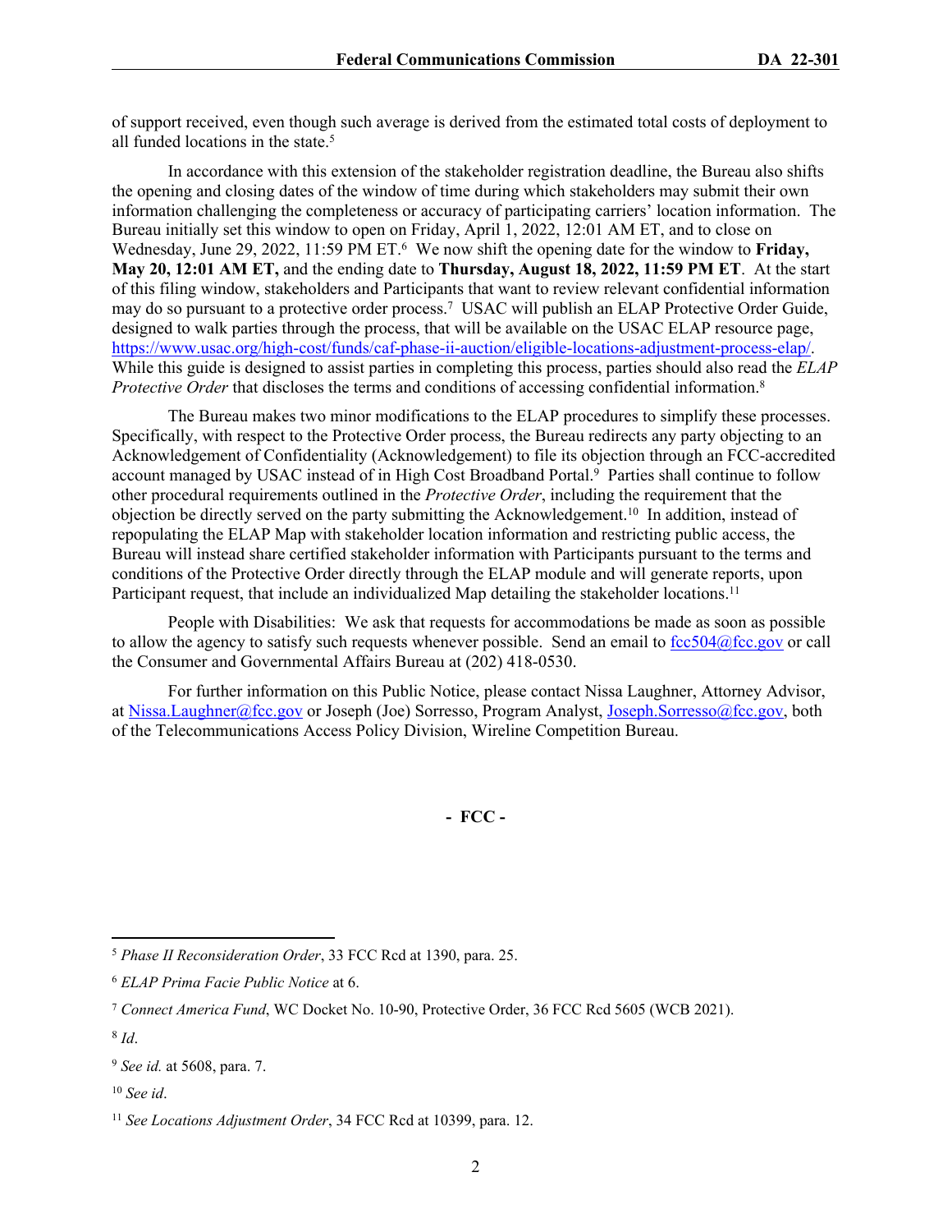of support received, even though such average is derived from the estimated total costs of deployment to all funded locations in the state.[5]

In accordance with this extension of the stakeholder registration deadline, the Bureau also shifts the opening and closing dates of the window of time during which stakeholders may submit their own information challenging the completeness or accuracy of participating carriers' location information. The Bureau initially set this window to open on Friday, April 1, 2022, 12:01 AM ET, and to close on Wednesday, June 29, 2022, 11:59 PM ET.[6] We now shift the opening date for the window to **Friday, May 20, 12:01 AM ET,** and the ending date to **Thursday, August 18, 2022, 11:59 PM ET**. At the start of this filing window, stakeholders and Participants that want to review relevant confidential information may do so pursuant to a protective order process.[7] USAC will publish an ELAP Protective Order Guide, designed to walk parties through the process, that will be available on the USAC ELAP resource page, https://www.usac.org/high-cost/funds/caf-phase-ii-auction/eligible-locations-adjustment-process-elap/. While this guide is designed to assist parties in completing this process, parties should also read the *ELAP Protective Order* that discloses the terms and conditions of accessing confidential information.[8]

The Bureau makes two minor modifications to the ELAP procedures to simplify these processes. Specifically, with respect to the Protective Order process, the Bureau redirects any party objecting to an Acknowledgement of Confidentiality (Acknowledgement) to file its objection through an FCC-accredited account managed by USAC instead of in High Cost Broadband Portal.[9] Parties shall continue to follow other procedural requirements outlined in the *Protective Order*, including the requirement that the objection be directly served on the party submitting the Acknowledgement.[10] In addition, instead of repopulating the ELAP Map with stakeholder location information and restricting public access, the Bureau will instead share certified stakeholder information with Participants pursuant to the terms and conditions of the Protective Order directly through the ELAP module and will generate reports, upon Participant request, that include an individualized Map detailing the stakeholder locations.[11]

People with Disabilities: We ask that requests for accommodations be made as soon as possible to allow the agency to satisfy such requests whenever possible. Send an email to fcc504@fcc.gov or call the Consumer and Governmental Affairs Bureau at (202) 418-0530.

For further information on this Public Notice, please contact Nissa Laughner, Attorney Advisor, at Nissa.Laughner@fcc.gov or Joseph (Joe) Sorresso, Program Analyst, Joseph.Sorresso@fcc.gov, both of the Telecommunications Access Policy Division, Wireline Competition Bureau.

**- FCC -**

---

[5] *Phase II Reconsideration Order*, 33 FCC Rcd at 1390, para. 25.

[6] *ELAP Prima Facie Public Notice* at 6.

[7] *Connect America Fund*, WC Docket No. 10-90, Protective Order, 36 FCC Rcd 5605 (WCB 2021).

[8] *Id*.

[9] *See id.* at 5608, para. 7.

[10] *See id*.

[11] *See Locations Adjustment Order*, 34 FCC Rcd at 10399, para. 12.